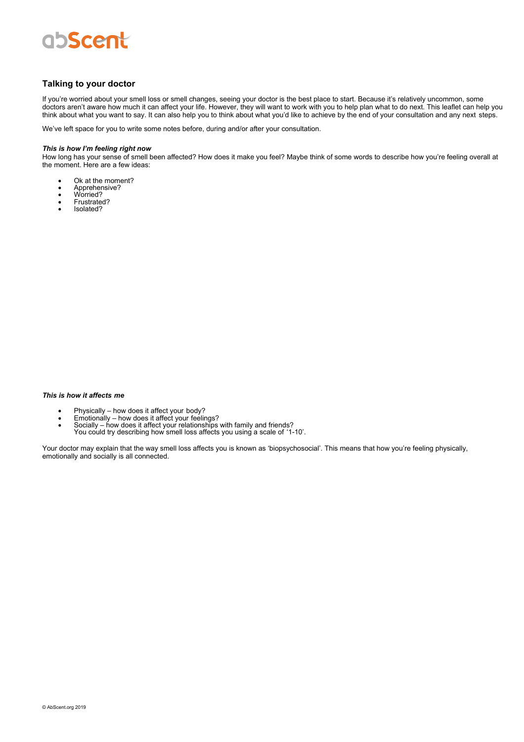## Talking to your doctor

If you're worried about your smell loss or smell changes, seeing your doctor is the best place to start. Because it's relatively uncommon, some doctors aren't aware how much it can affect your life. However, they will want to work with you to help plan what to do next. This leaflet can help you think about what you want to say. It can also help you to think about what you'd like to achieve by the end of your consultation and any next steps.

We've left space for you to write some notes before, during and/or after your consultation.

***This is how I'm feeling right now***

How long has your sense of smell been affected? How does it make you feel? Maybe think of some words to describe how you're feeling overall at the moment. Here are a few ideas:

- Ok at the moment?
- Apprehensive?
- Worried?
- Frustrated?
- Isolated?

***This is how it affects me***

- Physically – how does it affect your body?
- Emotionally – how does it affect your feelings?
- Socially – how does it affect your relationships with family and friends?
  You could try describing how smell loss affects you using a scale of '1-10'.

Your doctor may explain that the way smell loss affects you is known as 'biopsychosocial'. This means that how you're feeling physically, emotionally and socially is all connected.

© AbScent.org 2019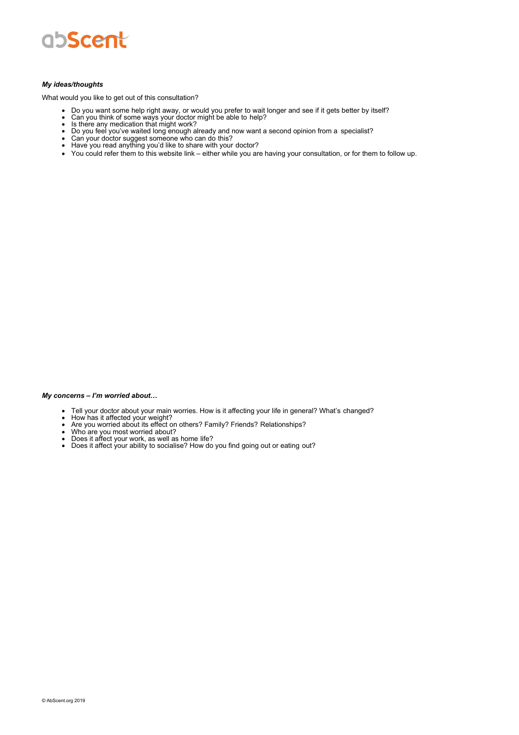***My ideas/thoughts***

What would you like to get out of this consultation?

- Do you want some help right away, or would you prefer to wait longer and see if it gets better by itself?
- Can you think of some ways your doctor might be able to help?
- Is there any medication that might work?
- Do you feel you've waited long enough already and now want a second opinion from a specialist?
- Can your doctor suggest someone who can do this?
- Have you read anything you'd like to share with your doctor?
- You could refer them to this website link – either while you are having your consultation, or for them to follow up.

***My concerns – I'm worried about…***

- Tell your doctor about your main worries. How is it affecting your life in general? What's changed?
- How has it affected your weight?
- Are you worried about its effect on others? Family? Friends? Relationships?
- Who are you most worried about?
- Does it affect your work, as well as home life?
- Does it affect your ability to socialise? How do you find going out or eating out?

© AbScent.org 2019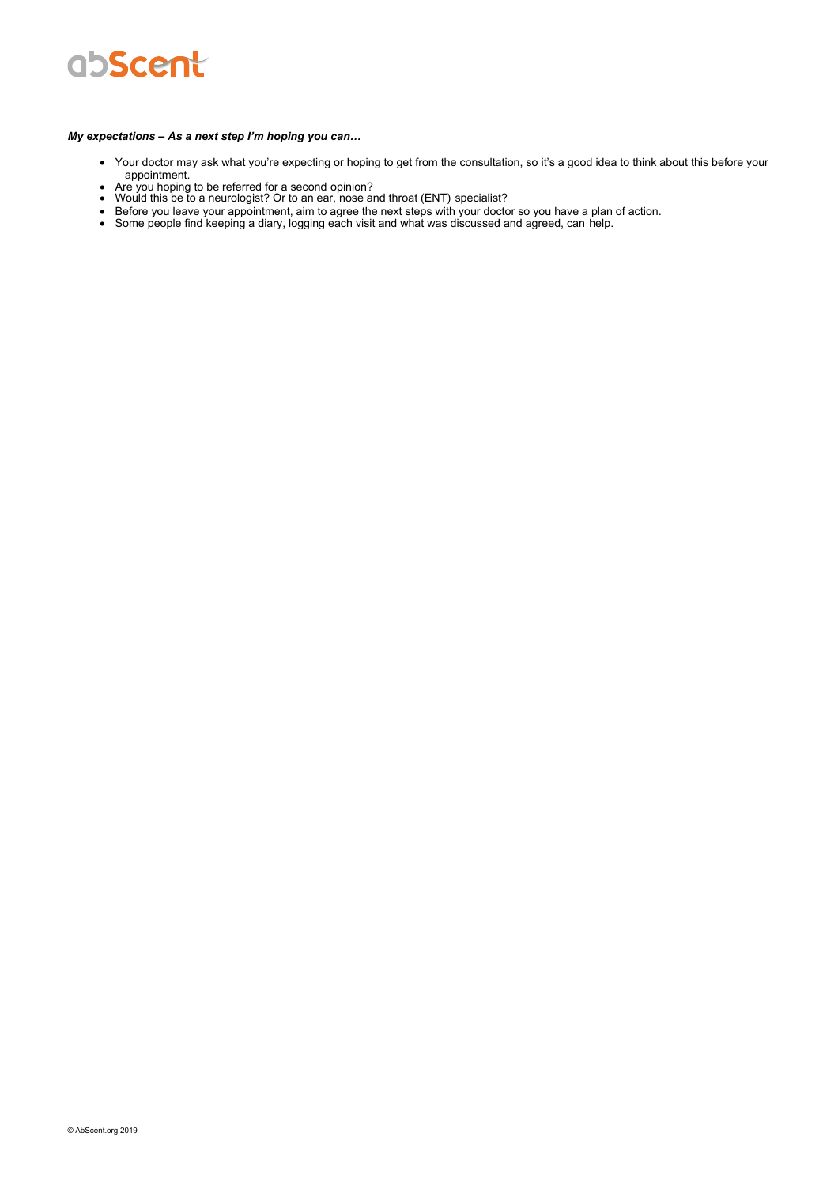***My expectations – As a next step I'm hoping you can…***

- Your doctor may ask what you're expecting or hoping to get from the consultation, so it's a good idea to think about this before your appointment.
- Are you hoping to be referred for a second opinion?
- Would this be to a neurologist? Or to an ear, nose and throat (ENT) specialist?
- Before you leave your appointment, aim to agree the next steps with your doctor so you have a plan of action.
- Some people find keeping a diary, logging each visit and what was discussed and agreed, can help.